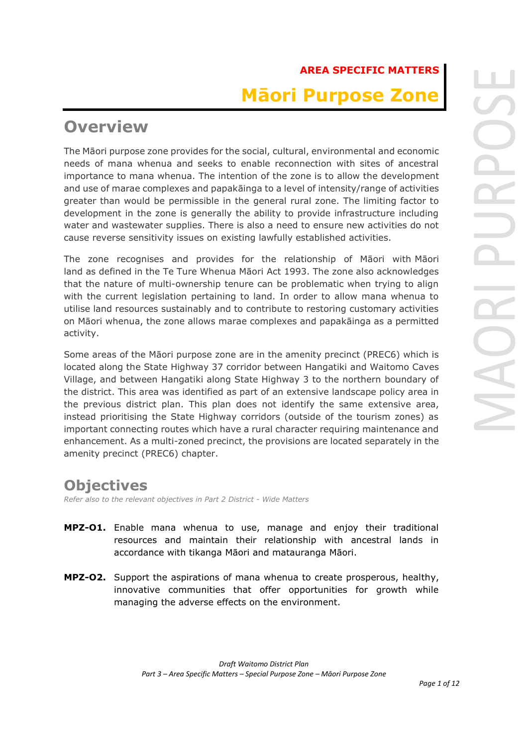**AREA SPECIFIC MATTERS**

# Māori Purpose Zone

## Overview

The Māori purpose zone provides for the social, cultural, environmental and economic needs of mana whenua and seeks to enable reconnection with sites of ancestral importance to mana whenua. The intention of the zone is to allow the development and use of marae complexes and papakāinga to a level of intensity/range of activities greater than would be permissible in the general rural zone. The limiting factor to development in the zone is generally the ability to provide infrastructure including water and wastewater supplies. There is also a need to ensure new activities do not cause reverse sensitivity issues on existing lawfully established activities.

The zone recognises and provides for the relationship of Māori with Māori land as defined in the Te Ture Whenua Māori Act 1993. The zone also acknowledges that the nature of multi-ownership tenure can be problematic when trying to align with the current legislation pertaining to land. In order to allow mana whenua to utilise land resources sustainably and to contribute to restoring customary activities on Māori whenua, the zone allows marae complexes and papakāinga as a permitted activity.

Some areas of the Māori purpose zone are in the amenity precinct (PREC6) which is located along the State Highway 37 corridor between Hangatiki and Waitomo Caves Village, and between Hangatiki along State Highway 3 to the northern boundary of the district. This area was identified as part of an extensive landscape policy area in the previous district plan. This plan does not identify the same extensive area, instead prioritising the State Highway corridors (outside of the tourism zones) as important connecting routes which have a rural character requiring maintenance and enhancement. As a multi-zoned precinct, the provisions are located separately in the amenity precinct (PREC6) chapter.

## Objectives

*Refer also to the relevant objectives in Part 2 District - Wide Matters*

**MPZ-O1.** Enable mana whenua to use, manage and enjoy their traditional resources and maintain their relationship with ancestral lands in accordance with tikanga Māori and matauranga Māori.

**MPZ-O2.** Support the aspirations of mana whenua to create prosperous, healthy, innovative communities that offer opportunities for growth while managing the adverse effects on the environment.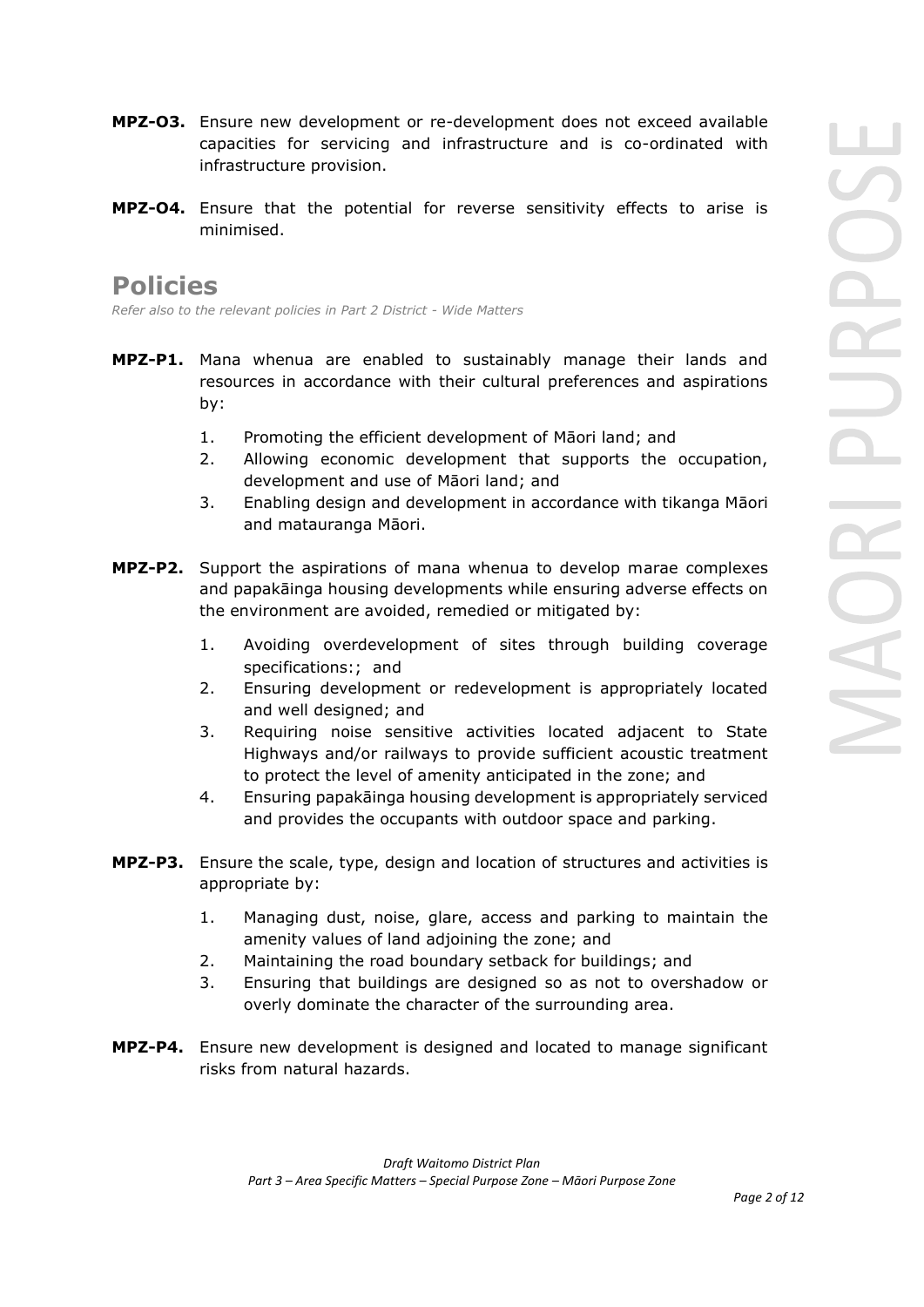**MPZ-O3.** Ensure new development or re-development does not exceed available capacities for servicing and infrastructure and is co-ordinated with infrastructure provision.

**MPZ-O4.** Ensure that the potential for reverse sensitivity effects to arise is minimised.

## Policies

*Refer also to the relevant policies in Part 2 District - Wide Matters*

**MPZ-P1.** Mana whenua are enabled to sustainably manage their lands and resources in accordance with their cultural preferences and aspirations by:

1. Promoting the efficient development of Māori land; and
2. Allowing economic development that supports the occupation, development and use of Māori land; and
3. Enabling design and development in accordance with tikanga Māori and matauranga Māori.

**MPZ-P2.** Support the aspirations of mana whenua to develop marae complexes and papakāinga housing developments while ensuring adverse effects on the environment are avoided, remedied or mitigated by:

1. Avoiding overdevelopment of sites through building coverage specifications:; and
2. Ensuring development or redevelopment is appropriately located and well designed; and
3. Requiring noise sensitive activities located adjacent to State Highways and/or railways to provide sufficient acoustic treatment to protect the level of amenity anticipated in the zone; and
4. Ensuring papakāinga housing development is appropriately serviced and provides the occupants with outdoor space and parking.

**MPZ-P3.** Ensure the scale, type, design and location of structures and activities is appropriate by:

1. Managing dust, noise, glare, access and parking to maintain the amenity values of land adjoining the zone; and
2. Maintaining the road boundary setback for buildings; and
3. Ensuring that buildings are designed so as not to overshadow or overly dominate the character of the surrounding area.

**MPZ-P4.** Ensure new development is designed and located to manage significant risks from natural hazards.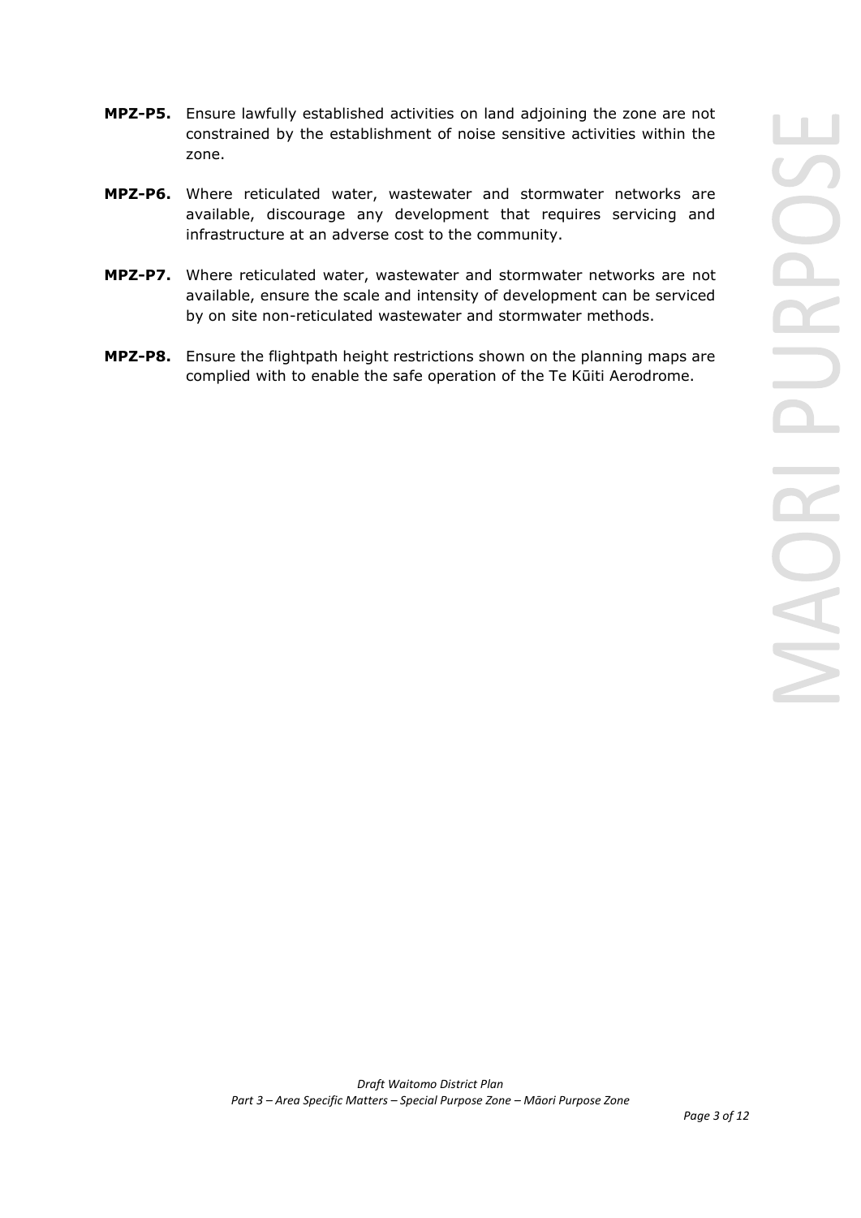**MPZ-P5.** Ensure lawfully established activities on land adjoining the zone are not constrained by the establishment of noise sensitive activities within the zone.

**MPZ-P6.** Where reticulated water, wastewater and stormwater networks are available, discourage any development that requires servicing and infrastructure at an adverse cost to the community.

**MPZ-P7.** Where reticulated water, wastewater and stormwater networks are not available, ensure the scale and intensity of development can be serviced by on site non-reticulated wastewater and stormwater methods.

**MPZ-P8.** Ensure the flightpath height restrictions shown on the planning maps are complied with to enable the safe operation of the Te Kūiti Aerodrome.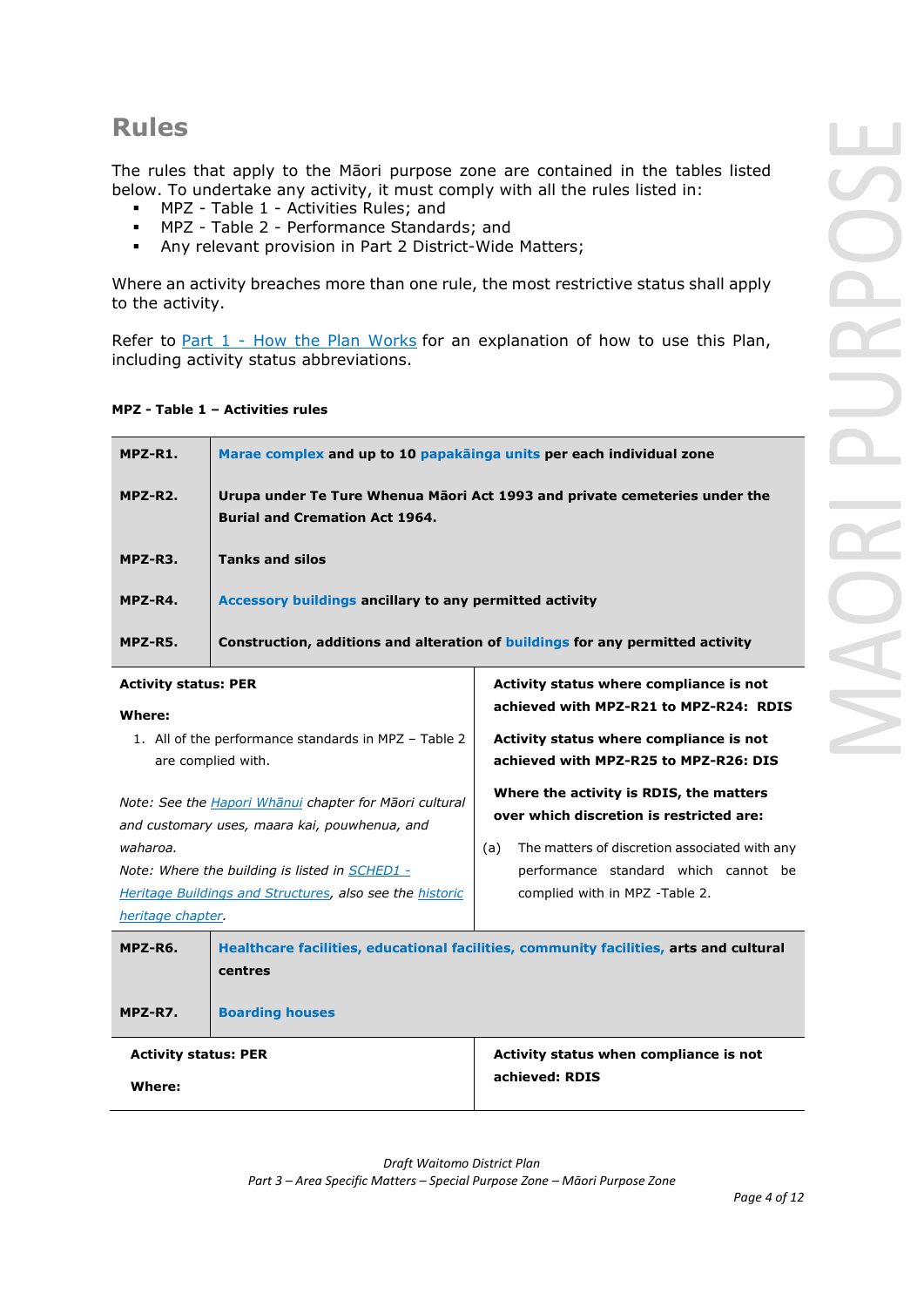## Rules

The rules that apply to the Māori purpose zone are contained in the tables listed below. To undertake any activity, it must comply with all the rules listed in:

- MPZ - Table 1 - Activities Rules; and
- MPZ - Table 2 - Performance Standards; and
- Any relevant provision in Part 2 District-Wide Matters;

Where an activity breaches more than one rule, the most restrictive status shall apply to the activity.

Refer to Part 1 - How the Plan Works for an explanation of how to use this Plan, including activity status abbreviations.

**MPZ - Table 1 – Activities rules**

| | |
|---|---|
| **MPZ-R1.** | **Marae complex and up to 10 papakāinga units per each individual zone** |
| **MPZ-R2.** | **Urupa under Te Ture Whenua Māori Act 1993 and private cemeteries under the Burial and Cremation Act 1964.** |
| **MPZ-R3.** | **Tanks and silos** |
| **MPZ-R4.** | **Accessory buildings ancillary to any permitted activity** |
| **MPZ-R5.** | **Construction, additions and alteration of buildings for any permitted activity** |

| | |
|---|---|
| **Activity status: PER**<br><br>**Where:**<br>1. All of the performance standards in MPZ – Table 2 are complied with.<br><br>*Note: See the Hapori Whānui chapter for Māori cultural and customary uses, maara kai, pouwhenua, and waharoa.*<br>*Note: Where the building is listed in SCHED1 - Heritage Buildings and Structures, also see the historic heritage chapter.* | **Activity status where compliance is not achieved with MPZ-R21 to MPZ-R24: RDIS**<br><br>**Activity status where compliance is not achieved with MPZ-R25 to MPZ-R26: DIS**<br><br>**Where the activity is RDIS, the matters over which discretion is restricted are:**<br>(a) The matters of discretion associated with any performance standard which cannot be complied with in MPZ -Table 2. |

| | |
|---|---|
| **MPZ-R6.** | **Healthcare facilities, educational facilities, community facilities, arts and cultural centres** |
| **MPZ-R7.** | **Boarding houses** |

| | |
|---|---|
| **Activity status: PER**<br><br>**Where:** | **Activity status when compliance is not achieved: RDIS** |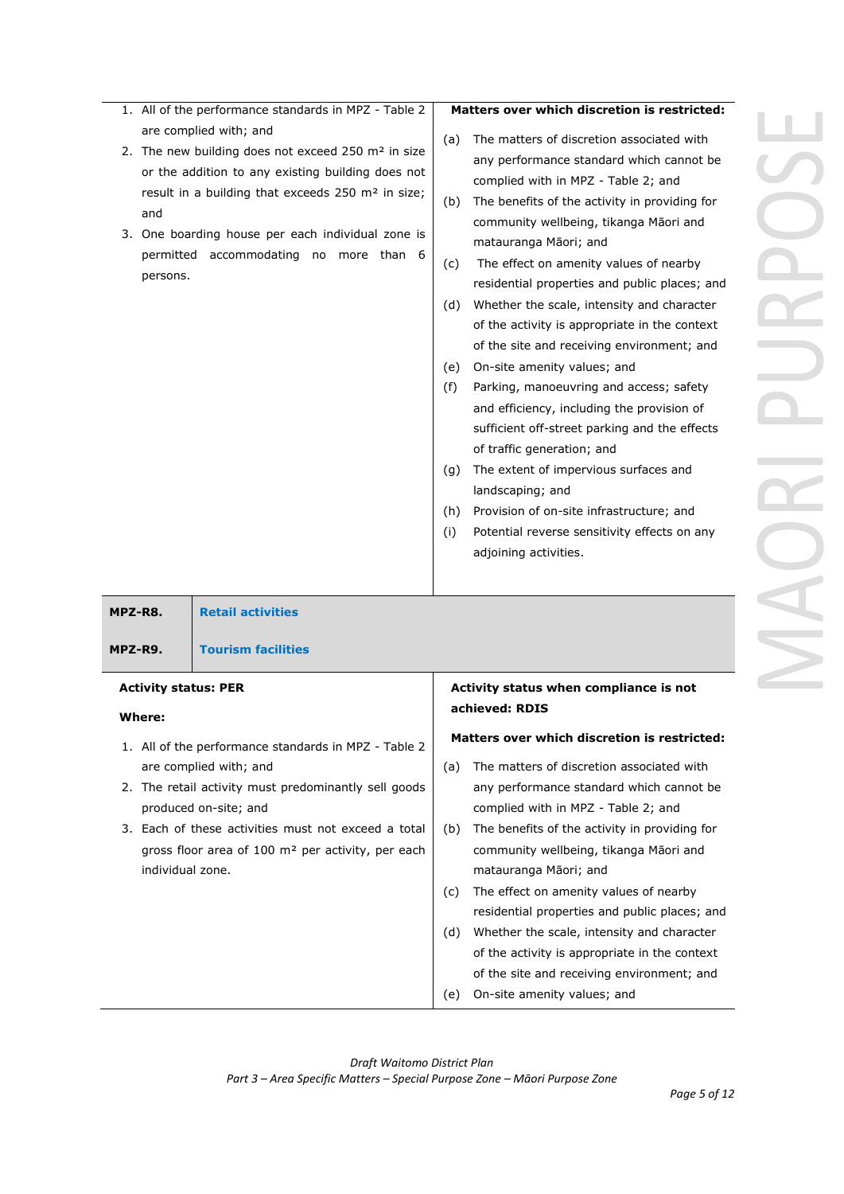| | |
|---|---|
| 1. All of the performance standards in MPZ - Table 2 are complied with; and<br>2. The new building does not exceed 250 m² in size or the addition to any existing building does not result in a building that exceeds 250 m² in size; and<br>3. One boarding house per each individual zone is permitted accommodating no more than 6 persons. | **Matters over which discretion is restricted:**<br>(a) The matters of discretion associated with any performance standard which cannot be complied with in MPZ - Table 2; and<br>(b) The benefits of the activity in providing for community wellbeing, tikanga Māori and matauranga Māori; and<br>(c) The effect on amenity values of nearby residential properties and public places; and<br>(d) Whether the scale, intensity and character of the activity is appropriate in the context of the site and receiving environment; and<br>(e) On-site amenity values; and<br>(f) Parking, manoeuvring and access; safety and efficiency, including the provision of sufficient off-street parking and the effects of traffic generation; and<br>(g) The extent of impervious surfaces and landscaping; and<br>(h) Provision of on-site infrastructure; and<br>(i) Potential reverse sensitivity effects on any adjoining activities. |

| **MPZ-R8.** | **Retail activities** |
|---|---|
| **MPZ-R9.** | **Tourism facilities** |

| | |
|---|---|
| **Activity status: PER**<br><br>**Where:**<br><br>1. All of the performance standards in MPZ - Table 2 are complied with; and<br>2. The retail activity must predominantly sell goods produced on-site; and<br>3. Each of these activities must not exceed a total gross floor area of 100 m² per activity, per each individual zone. | **Activity status when compliance is not achieved: RDIS**<br><br>**Matters over which discretion is restricted:**<br>(a) The matters of discretion associated with any performance standard which cannot be complied with in MPZ - Table 2; and<br>(b) The benefits of the activity in providing for community wellbeing, tikanga Māori and matauranga Māori; and<br>(c) The effect on amenity values of nearby residential properties and public places; and<br>(d) Whether the scale, intensity and character of the activity is appropriate in the context of the site and receiving environment; and<br>(e) On-site amenity values; and |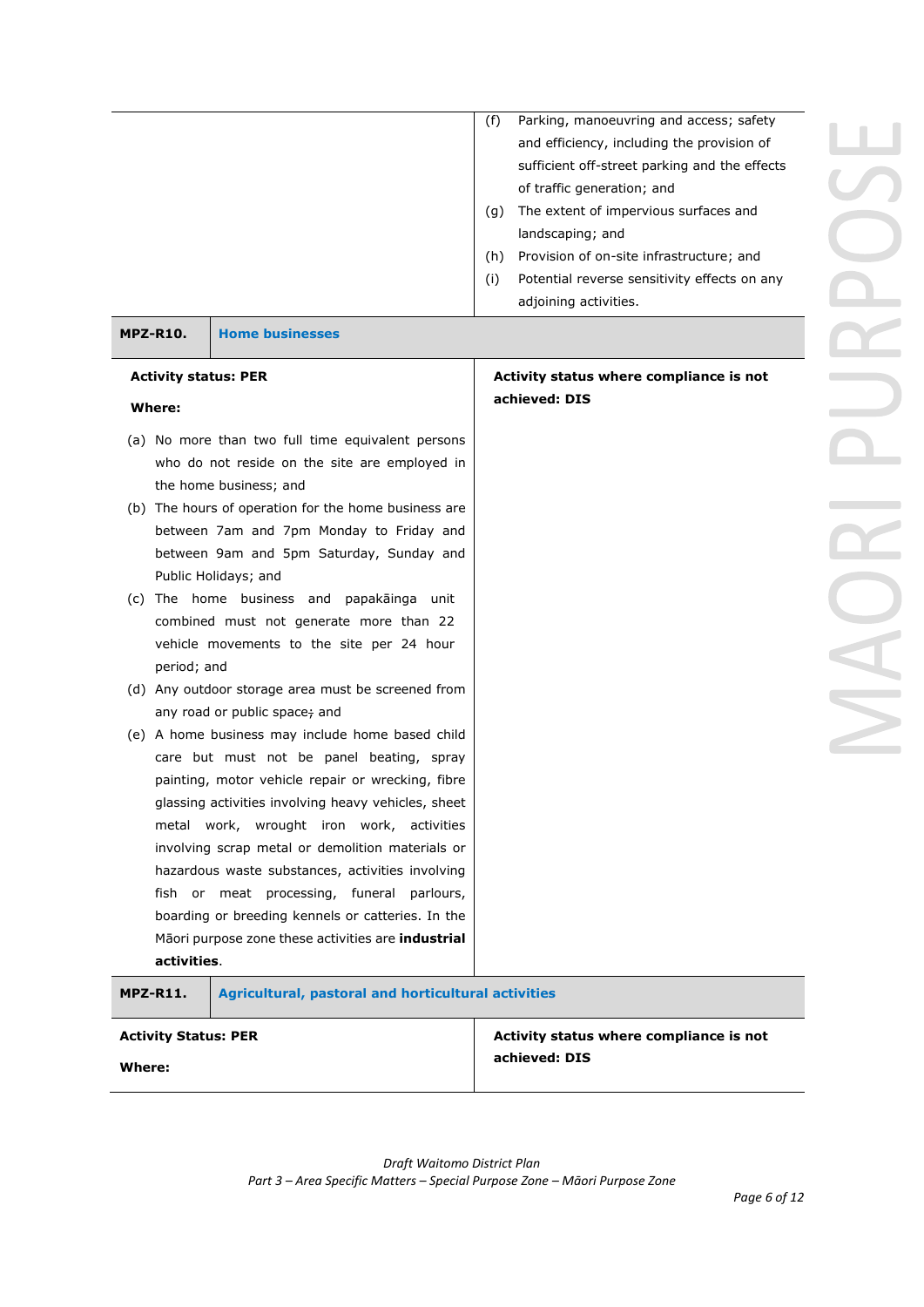| | |
|---|---|
| | (f) Parking, manoeuvring and access; safety and efficiency, including the provision of sufficient off-street parking and the effects of traffic generation; and<br>(g) The extent of impervious surfaces and landscaping; and<br>(h) Provision of on-site infrastructure; and<br>(i) Potential reverse sensitivity effects on any adjoining activities. |

| **MPZ-R10.** | **Home businesses** |
|---|---|
| **Activity status: PER**<br><br>**Where:**<br><br>(a) No more than two full time equivalent persons who do not reside on the site are employed in the home business; and<br>(b) The hours of operation for the home business are between 7am and 7pm Monday to Friday and between 9am and 5pm Saturday, Sunday and Public Holidays; and<br>(c) The home business and papakāinga unit combined must not generate more than 22 vehicle movements to the site per 24 hour period; and<br>(d) Any outdoor storage area must be screened from any road or public space; and<br>(e) A home business may include home based child care but must not be panel beating, spray painting, motor vehicle repair or wrecking, fibre glassing activities involving heavy vehicles, sheet metal work, wrought iron work, activities involving scrap metal or demolition materials or hazardous waste substances, activities involving fish or meat processing, funeral parlours, boarding or breeding kennels or catteries. In the Māori purpose zone these activities are **industrial activities**. | **Activity status where compliance is not achieved: DIS** |

| **MPZ-R11.** | **Agricultural, pastoral and horticultural activities** |
|---|---|
| **Activity Status: PER**<br><br>**Where:** | **Activity status where compliance is not achieved: DIS** |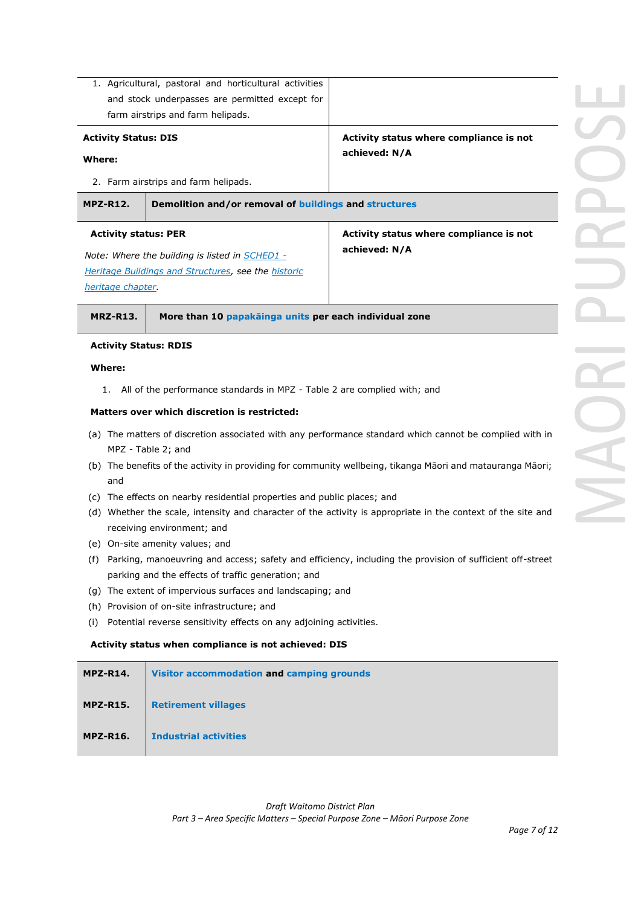| | |
|---|---|
| 1. Agricultural, pastoral and horticultural activities and stock underpasses are permitted except for farm airstrips and farm helipads. | |
| **Activity Status: DIS**<br><br>**Where:**<br><br>2. Farm airstrips and farm helipads. | **Activity status where compliance is not achieved: N/A** |

| **MPZ-R12.** | **Demolition and/or removal of buildings and structures** |
|---|---|
| **Activity status: PER**<br><br>*Note: Where the building is listed in SCHED1 - Heritage Buildings and Structures, see the historic heritage chapter.* | **Activity status where compliance is not achieved: N/A** |

| **MRZ-R13.** | **More than 10 papakāinga units per each individual zone** |
|---|---|

**Activity Status: RDIS**

**Where:**

1. All of the performance standards in MPZ - Table 2 are complied with; and

**Matters over which discretion is restricted:**

(a) The matters of discretion associated with any performance standard which cannot be complied with in MPZ - Table 2; and
(b) The benefits of the activity in providing for community wellbeing, tikanga Māori and matauranga Māori; and
(c) The effects on nearby residential properties and public places; and
(d) Whether the scale, intensity and character of the activity is appropriate in the context of the site and receiving environment; and
(e) On-site amenity values; and
(f) Parking, manoeuvring and access; safety and efficiency, including the provision of sufficient off-street parking and the effects of traffic generation; and
(g) The extent of impervious surfaces and landscaping; and
(h) Provision of on-site infrastructure; and
(i) Potential reverse sensitivity effects on any adjoining activities.

**Activity status when compliance is not achieved: DIS**

| **MPZ-R14.** | **Visitor accommodation and camping grounds** |
|---|---|
| **MPZ-R15.** | **Retirement villages** |
| **MPZ-R16.** | **Industrial activities** |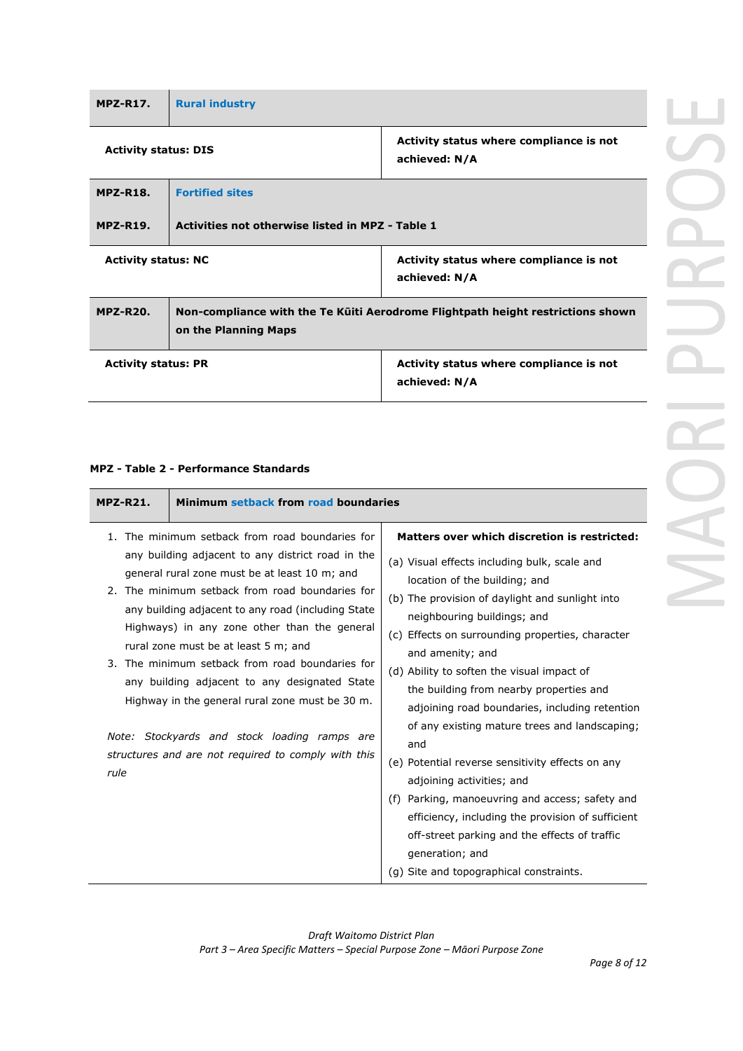| MPZ-R17. | Rural industry |
|---|---|
| **Activity status: DIS** | **Activity status where compliance is not achieved: N/A** |

| MPZ-R18. | Fortified sites |
|---|---|
| **MPZ-R19.** | **Activities not otherwise listed in MPZ - Table 1** |
| **Activity status: NC** | **Activity status where compliance is not achieved: N/A** |

| MPZ-R20. | Non-compliance with the Te Kūiti Aerodrome Flightpath height restrictions shown on the Planning Maps |
|---|---|
| **Activity status: PR** | **Activity status where compliance is not achieved: N/A** |

**MPZ - Table 2 - Performance Standards**

| MPZ-R21. | Minimum setback from road boundaries |
|---|---|
| 1. The minimum setback from road boundaries for any building adjacent to any district road in the general rural zone must be at least 10 m; and<br>2. The minimum setback from road boundaries for any building adjacent to any road (including State Highways) in any zone other than the general rural zone must be at least 5 m; and<br>3. The minimum setback from road boundaries for any building adjacent to any designated State Highway in the general rural zone must be 30 m.<br><br>*Note: Stockyards and stock loading ramps are structures and are not required to comply with this rule* | **Matters over which discretion is restricted:**<br>(a) Visual effects including bulk, scale and location of the building; and<br>(b) The provision of daylight and sunlight into neighbouring buildings; and<br>(c) Effects on surrounding properties, character and amenity; and<br>(d) Ability to soften the visual impact of the building from nearby properties and adjoining road boundaries, including retention of any existing mature trees and landscaping; and<br>(e) Potential reverse sensitivity effects on any adjoining activities; and<br>(f) Parking, manoeuvring and access; safety and efficiency, including the provision of sufficient off-street parking and the effects of traffic generation; and<br>(g) Site and topographical constraints. |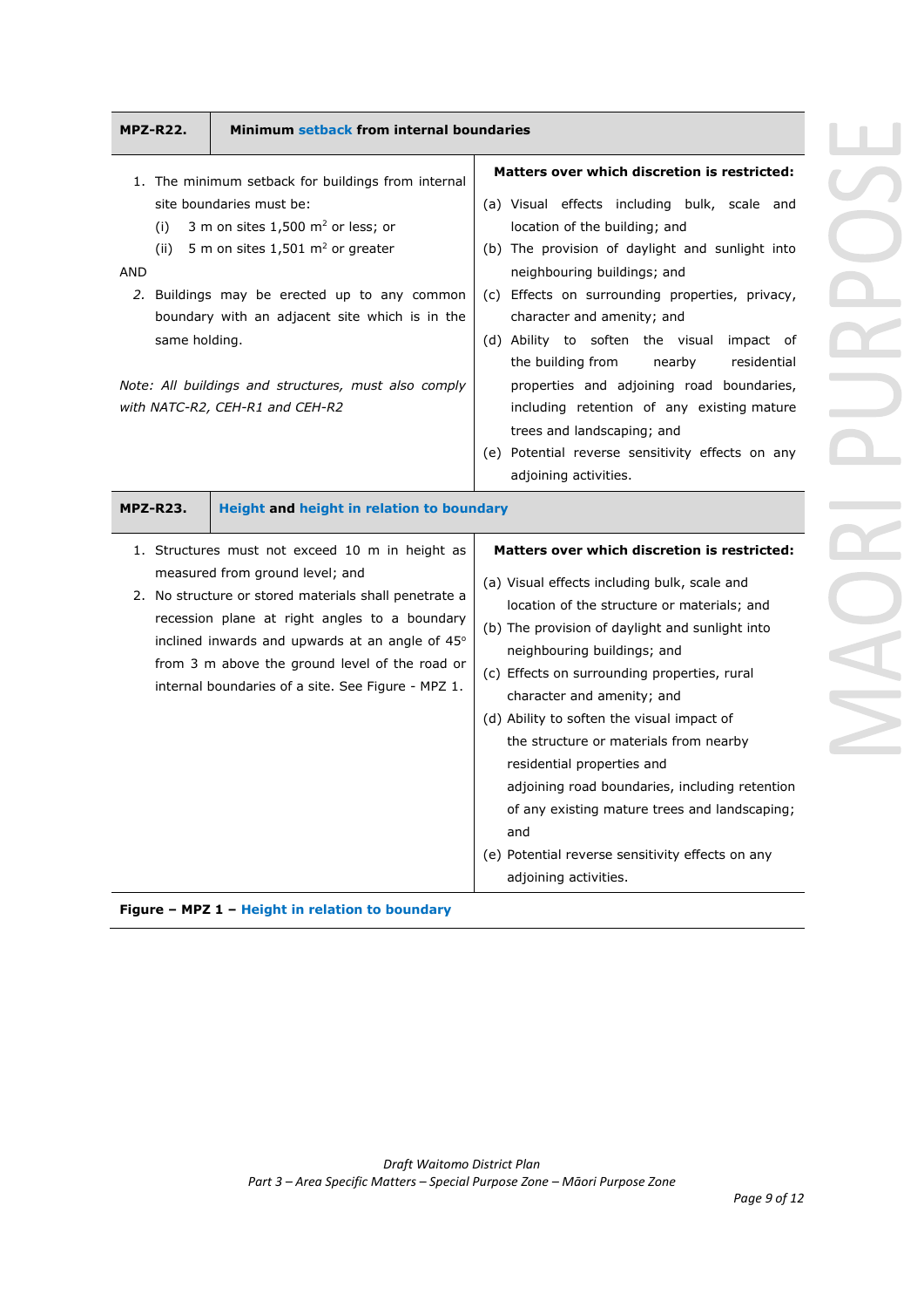| MPZ-R22. | Minimum setback from internal boundaries |
|---|---|
| 1. The minimum setback for buildings from internal site boundaries must be:<br>(i) 3 m on sites 1,500 m² or less; or<br>(ii) 5 m on sites 1,501 m² or greater<br>AND<br>*2.* Buildings may be erected up to any common boundary with an adjacent site which is in the same holding.<br><br>*Note: All buildings and structures, must also comply with NATC-R2, CEH-R1 and CEH-R2* | **Matters over which discretion is restricted:**<br>(a) Visual effects including bulk, scale and location of the building; and<br>(b) The provision of daylight and sunlight into neighbouring buildings; and<br>(c) Effects on surrounding properties, privacy, character and amenity; and<br>(d) Ability to soften the visual impact of the building from nearby residential properties and adjoining road boundaries, including retention of any existing mature trees and landscaping; and<br>(e) Potential reverse sensitivity effects on any adjoining activities. |
| **MPZ-R23.** | **Height and height in relation to boundary** |
| 1. Structures must not exceed 10 m in height as measured from ground level; and<br>2. No structure or stored materials shall penetrate a recession plane at right angles to a boundary inclined inwards and upwards at an angle of 45° from 3 m above the ground level of the road or internal boundaries of a site. See Figure - MPZ 1. | **Matters over which discretion is restricted:**<br>(a) Visual effects including bulk, scale and location of the structure or materials; and<br>(b) The provision of daylight and sunlight into neighbouring buildings; and<br>(c) Effects on surrounding properties, rural character and amenity; and<br>(d) Ability to soften the visual impact of the structure or materials from nearby residential properties and adjoining road boundaries, including retention of any existing mature trees and landscaping; and<br>(e) Potential reverse sensitivity effects on any adjoining activities. |

**Figure – MPZ 1 – Height in relation to boundary**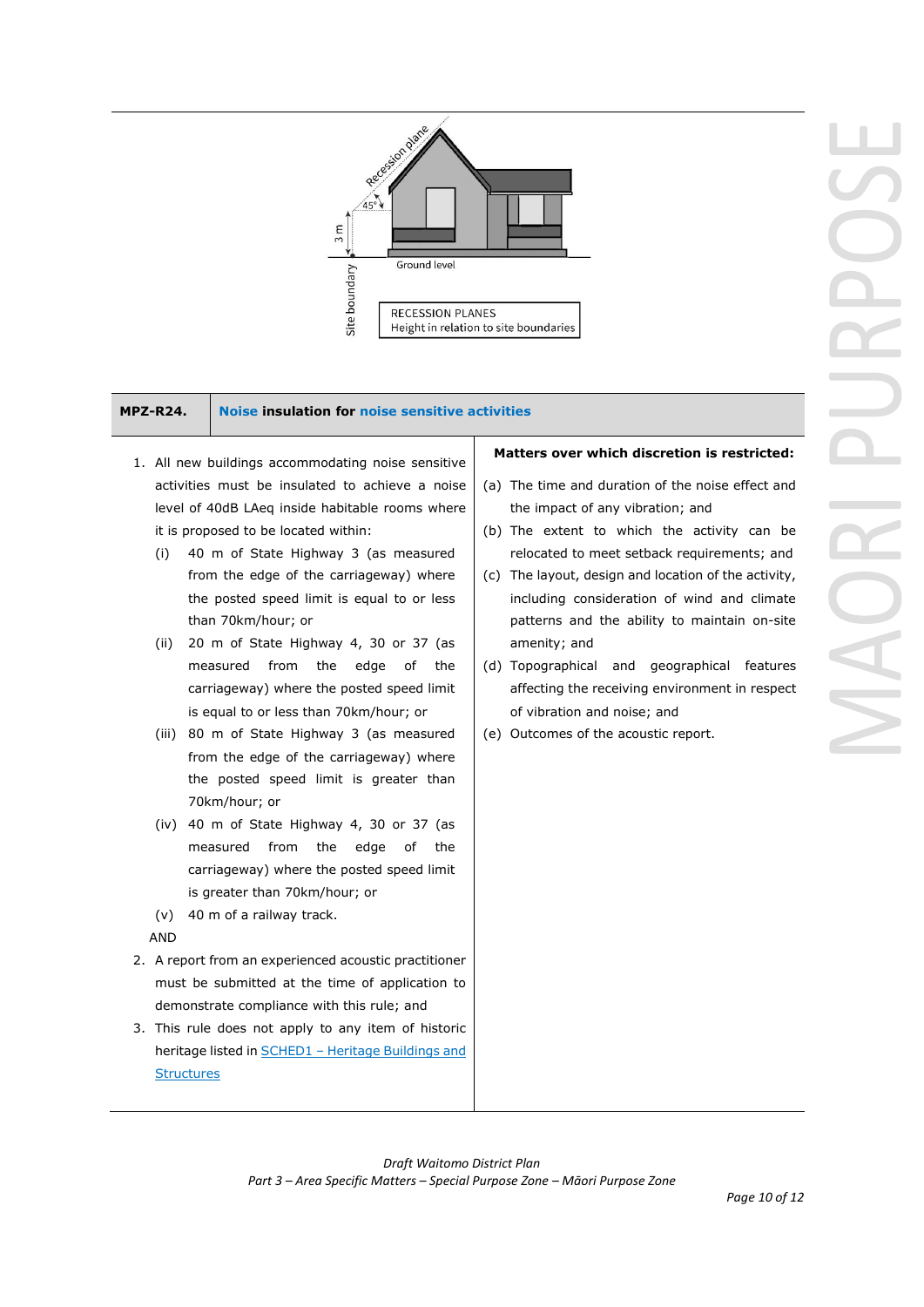RECESSION PLANES
Height in relation to site boundaries

| MPZ-R24. | **Noise insulation for noise sensitive activities** |
|---|---|

1. All new buildings accommodating noise sensitive activities must be insulated to achieve a noise level of 40dB LAeq inside habitable rooms where it is proposed to be located within:
   (i) 40 m of State Highway 3 (as measured from the edge of the carriageway) where the posted speed limit is equal to or less than 70km/hour; or
   (ii) 20 m of State Highway 4, 30 or 37 (as measured from the edge of the carriageway) where the posted speed limit is equal to or less than 70km/hour; or
   (iii) 80 m of State Highway 3 (as measured from the edge of the carriageway) where the posted speed limit is greater than 70km/hour; or
   (iv) 40 m of State Highway 4, 30 or 37 (as measured from the edge of the carriageway) where the posted speed limit is greater than 70km/hour; or
   (v) 40 m of a railway track.

   AND
2. A report from an experienced acoustic practitioner must be submitted at the time of application to demonstrate compliance with this rule; and
3. This rule does not apply to any item of historic heritage listed in SCHED1 – Heritage Buildings and Structures

**Matters over which discretion is restricted:**

(a) The time and duration of the noise effect and the impact of any vibration; and
(b) The extent to which the activity can be relocated to meet setback requirements; and
(c) The layout, design and location of the activity, including consideration of wind and climate patterns and the ability to maintain on-site amenity; and
(d) Topographical and geographical features affecting the receiving environment in respect of vibration and noise; and
(e) Outcomes of the acoustic report.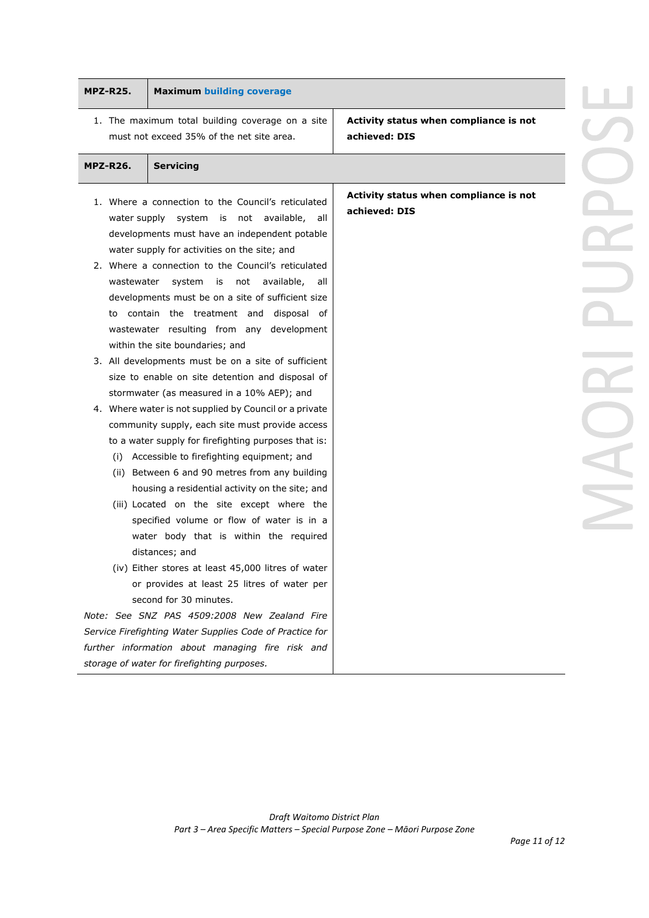| MPZ-R25. | Maximum building coverage |
|---|---|
| 1. The maximum total building coverage on a site must not exceed 35% of the net site area. | **Activity status when compliance is not achieved: DIS** |

| MPZ-R26. | Servicing |
|---|---|
| 1. Where a connection to the Council's reticulated water supply system is not available, all developments must have an independent potable water supply for activities on the site; and<br>2. Where a connection to the Council's reticulated wastewater system is not available, all developments must be on a site of sufficient size to contain the treatment and disposal of wastewater resulting from any development within the site boundaries; and<br>3. All developments must be on a site of sufficient size to enable on site detention and disposal of stormwater (as measured in a 10% AEP); and<br>4. Where water is not supplied by Council or a private community supply, each site must provide access to a water supply for firefighting purposes that is:<br>(i) Accessible to firefighting equipment; and<br>(ii) Between 6 and 90 metres from any building housing a residential activity on the site; and<br>(iii) Located on the site except where the specified volume or flow of water is in a water body that is within the required distances; and<br>(iv) Either stores at least 45,000 litres of water or provides at least 25 litres of water per second for 30 minutes.<br>*Note: See SNZ PAS 4509:2008 New Zealand Fire Service Firefighting Water Supplies Code of Practice for further information about managing fire risk and storage of water for firefighting purposes.* | **Activity status when compliance is not achieved: DIS** |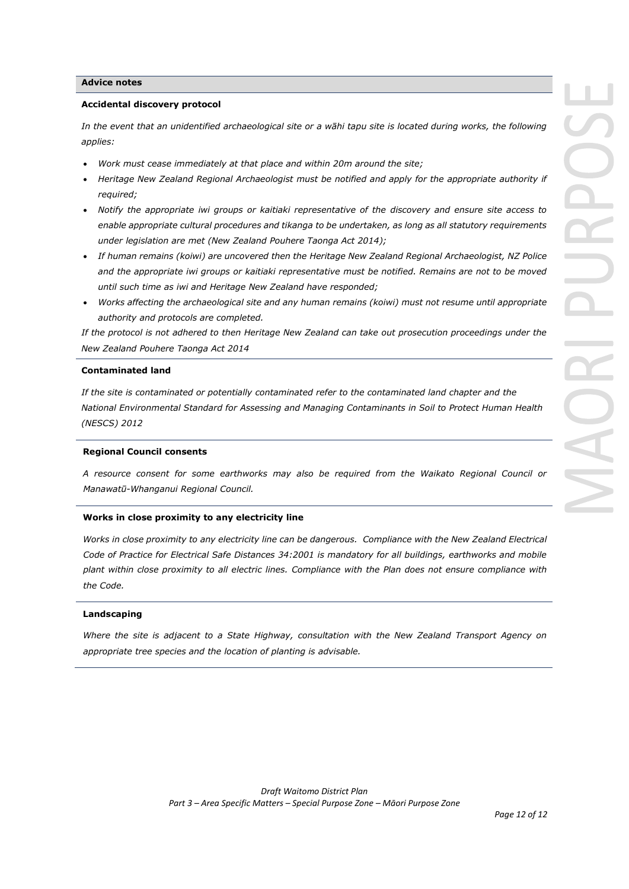### Advice notes

**Accidental discovery protocol**

*In the event that an unidentified archaeological site or a wāhi tapu site is located during works, the following applies:*

- *Work must cease immediately at that place and within 20m around the site;*
- *Heritage New Zealand Regional Archaeologist must be notified and apply for the appropriate authority if required;*
- *Notify the appropriate iwi groups or kaitiaki representative of the discovery and ensure site access to enable appropriate cultural procedures and tikanga to be undertaken, as long as all statutory requirements under legislation are met (New Zealand Pouhere Taonga Act 2014);*
- *If human remains (koiwi) are uncovered then the Heritage New Zealand Regional Archaeologist, NZ Police and the appropriate iwi groups or kaitiaki representative must be notified. Remains are not to be moved until such time as iwi and Heritage New Zealand have responded;*
- *Works affecting the archaeological site and any human remains (koiwi) must not resume until appropriate authority and protocols are completed.*

*If the protocol is not adhered to then Heritage New Zealand can take out prosecution proceedings under the New Zealand Pouhere Taonga Act 2014*

**Contaminated land**

*If the site is contaminated or potentially contaminated refer to the contaminated land chapter and the National Environmental Standard for Assessing and Managing Contaminants in Soil to Protect Human Health (NESCS) 2012*

**Regional Council consents**

*A resource consent for some earthworks may also be required from the Waikato Regional Council or Manawatū-Whanganui Regional Council.*

**Works in close proximity to any electricity line**

*Works in close proximity to any electricity line can be dangerous. Compliance with the New Zealand Electrical Code of Practice for Electrical Safe Distances 34:2001 is mandatory for all buildings, earthworks and mobile plant within close proximity to all electric lines. Compliance with the Plan does not ensure compliance with the Code.*

**Landscaping**

*Where the site is adjacent to a State Highway, consultation with the New Zealand Transport Agency on appropriate tree species and the location of planting is advisable.*